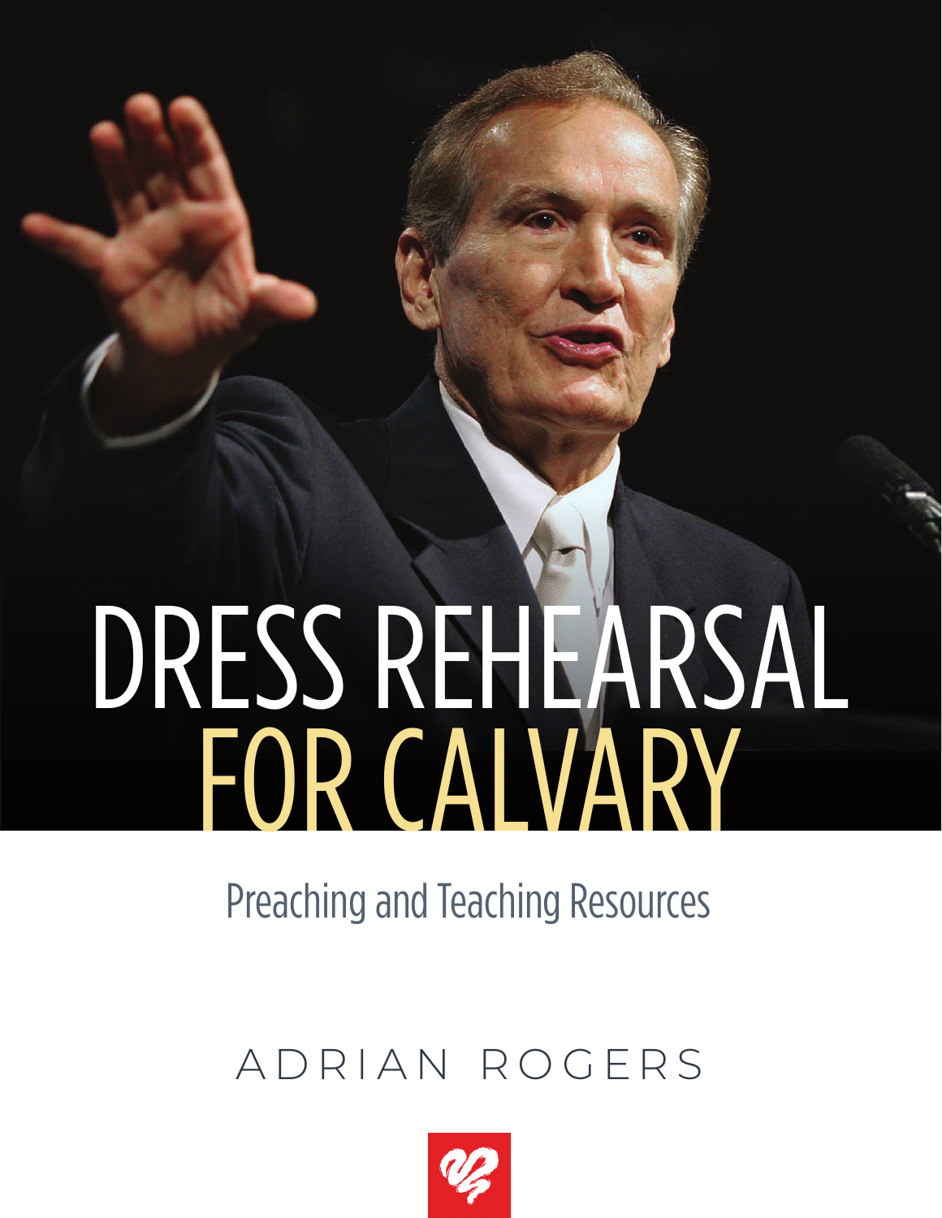# DRESS REHEARSAL FOR CALVARY

## Preaching and Teaching Resources

ADRIAN ROGERS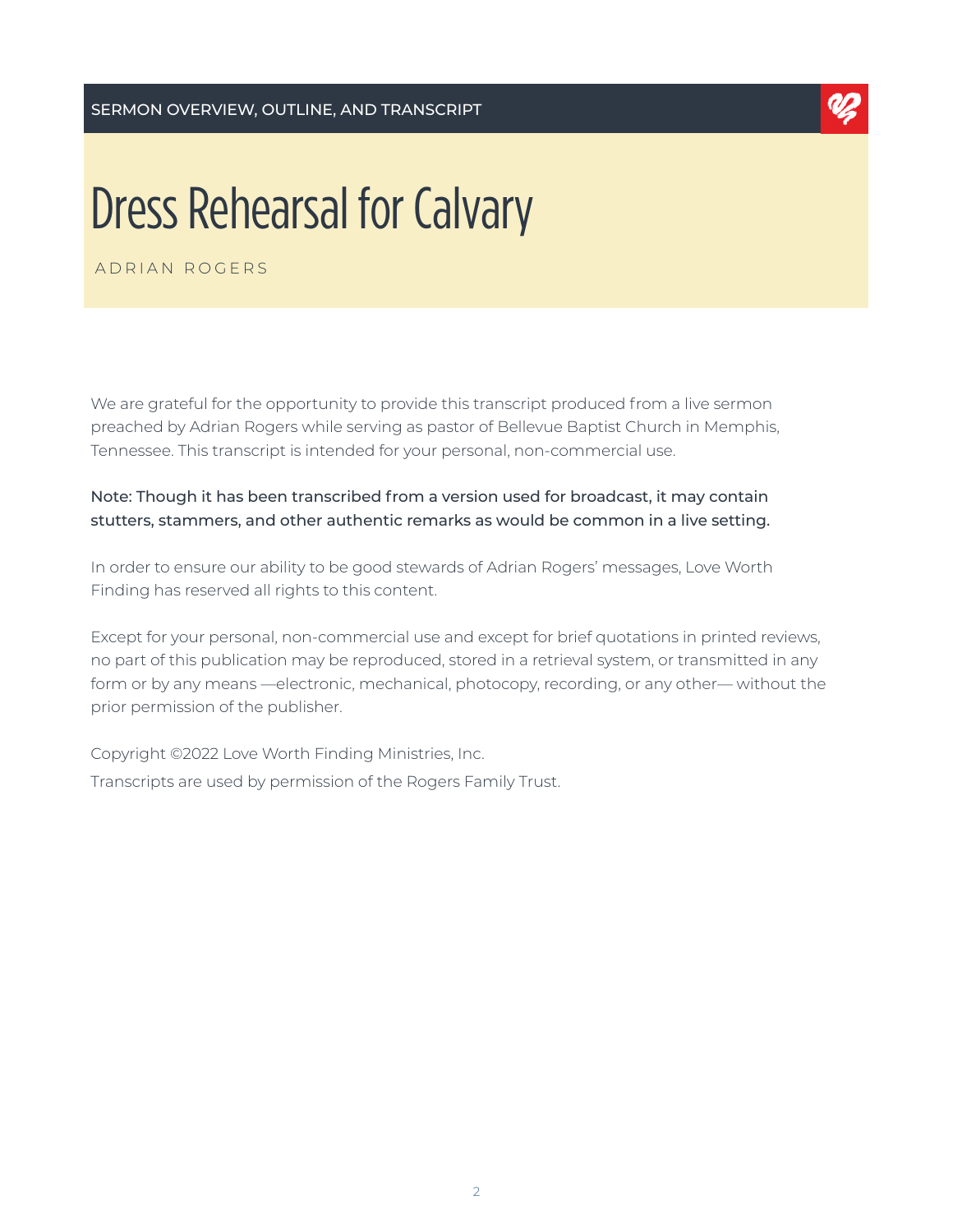SERMON OVERVIEW, OUTLINE, AND TRANSCRIPT

# Dress Rehearsal for Calvary

ADRIAN ROGERS

We are grateful for the opportunity to provide this transcript produced from a live sermon preached by Adrian Rogers while serving as pastor of Bellevue Baptist Church in Memphis, Tennessee. This transcript is intended for your personal, non-commercial use.

Note: Though it has been transcribed from a version used for broadcast, it may contain stutters, stammers, and other authentic remarks as would be common in a live setting.

In order to ensure our ability to be good stewards of Adrian Rogers' messages, Love Worth Finding has reserved all rights to this content.

Except for your personal, non-commercial use and except for brief quotations in printed reviews, no part of this publication may be reproduced, stored in a retrieval system, or transmitted in any form or by any means —electronic, mechanical, photocopy, recording, or any other— without the prior permission of the publisher.

Copyright ©2022 Love Worth Finding Ministries, Inc.

Transcripts are used by permission of the Rogers Family Trust.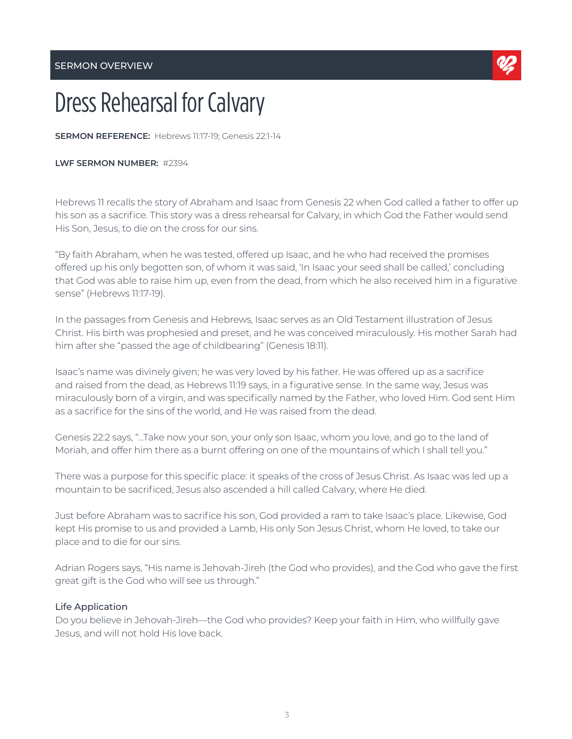SERMON OVERVIEW

# Dress Rehearsal for Calvary

**SERMON REFERENCE:** Hebrews 11:17-19; Genesis 22:1-14

**LWF SERMON NUMBER:** #2394

Hebrews 11 recalls the story of Abraham and Isaac from Genesis 22 when God called a father to offer up his son as a sacrifice. This story was a dress rehearsal for Calvary, in which God the Father would send His Son, Jesus, to die on the cross for our sins.

"By faith Abraham, when he was tested, offered up Isaac, and he who had received the promises offered up his only begotten son, of whom it was said, 'In Isaac your seed shall be called,' concluding that God was able to raise him up, even from the dead, from which he also received him in a figurative sense" (Hebrews 11:17-19).

In the passages from Genesis and Hebrews, Isaac serves as an Old Testament illustration of Jesus Christ. His birth was prophesied and preset, and he was conceived miraculously. His mother Sarah had him after she "passed the age of childbearing" (Genesis 18:11).

Isaac's name was divinely given; he was very loved by his father. He was offered up as a sacrifice and raised from the dead, as Hebrews 11:19 says, in a figurative sense. In the same way, Jesus was miraculously born of a virgin, and was specifically named by the Father, who loved Him. God sent Him as a sacrifice for the sins of the world, and He was raised from the dead.

Genesis 22:2 says, "...Take now your son, your only son Isaac, whom you love, and go to the land of Moriah, and offer him there as a burnt offering on one of the mountains of which I shall tell you."

There was a purpose for this specific place: it speaks of the cross of Jesus Christ. As Isaac was led up a mountain to be sacrificed, Jesus also ascended a hill called Calvary, where He died.

Just before Abraham was to sacrifice his son, God provided a ram to take Isaac's place. Likewise, God kept His promise to us and provided a Lamb, His only Son Jesus Christ, whom He loved, to take our place and to die for our sins.

Adrian Rogers says, "His name is Jehovah-Jireh (the God who provides), and the God who gave the first great gift is the God who will see us through."

### Life Application

Do you believe in Jehovah-Jireh—the God who provides? Keep your faith in Him, who willfully gave Jesus, and will not hold His love back.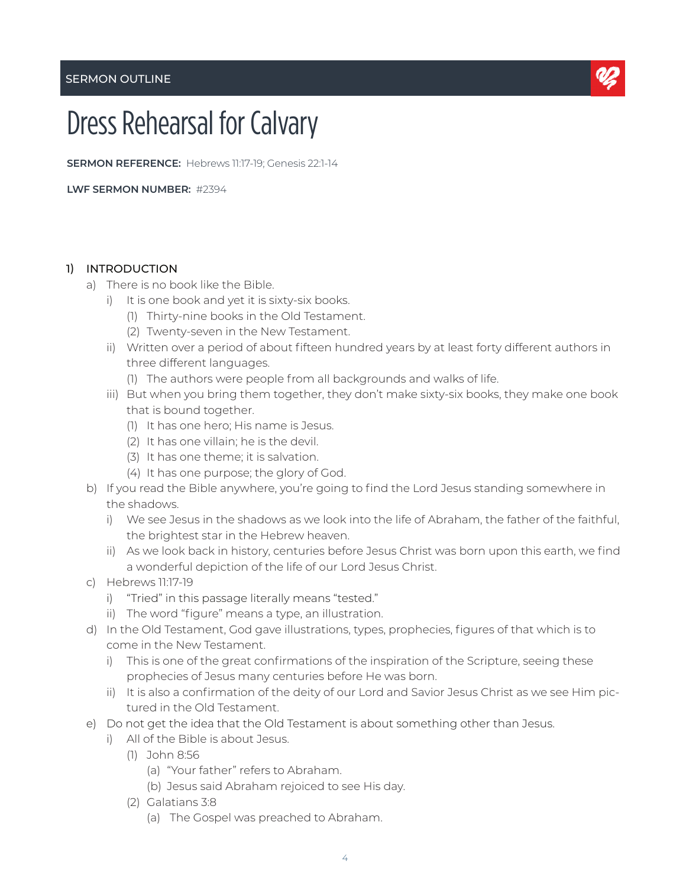SERMON OUTLINE

# Dress Rehearsal for Calvary

**SERMON REFERENCE:** Hebrews 11:17-19; Genesis 22:1-14

**LWF SERMON NUMBER:** #2394

1) INTRODUCTION
   a) There is no book like the Bible.
      i) It is one book and yet it is sixty-six books.
         (1) Thirty-nine books in the Old Testament.
         (2) Twenty-seven in the New Testament.
      ii) Written over a period of about fifteen hundred years by at least forty different authors in three different languages.
         (1) The authors were people from all backgrounds and walks of life.
      iii) But when you bring them together, they don't make sixty-six books, they make one book that is bound together.
         (1) It has one hero; His name is Jesus.
         (2) It has one villain; he is the devil.
         (3) It has one theme; it is salvation.
         (4) It has one purpose; the glory of God.
   b) If you read the Bible anywhere, you're going to find the Lord Jesus standing somewhere in the shadows.
      i) We see Jesus in the shadows as we look into the life of Abraham, the father of the faithful, the brightest star in the Hebrew heaven.
      ii) As we look back in history, centuries before Jesus Christ was born upon this earth, we find a wonderful depiction of the life of our Lord Jesus Christ.
   c) Hebrews 11:17-19
      i) "Tried" in this passage literally means "tested."
      ii) The word "figure" means a type, an illustration.
   d) In the Old Testament, God gave illustrations, types, prophecies, figures of that which is to come in the New Testament.
      i) This is one of the great confirmations of the inspiration of the Scripture, seeing these prophecies of Jesus many centuries before He was born.
      ii) It is also a confirmation of the deity of our Lord and Savior Jesus Christ as we see Him pictured in the Old Testament.
   e) Do not get the idea that the Old Testament is about something other than Jesus.
      i) All of the Bible is about Jesus.
         (1) John 8:56
            (a) "Your father" refers to Abraham.
            (b) Jesus said Abraham rejoiced to see His day.
         (2) Galatians 3:8
            (a) The Gospel was preached to Abraham.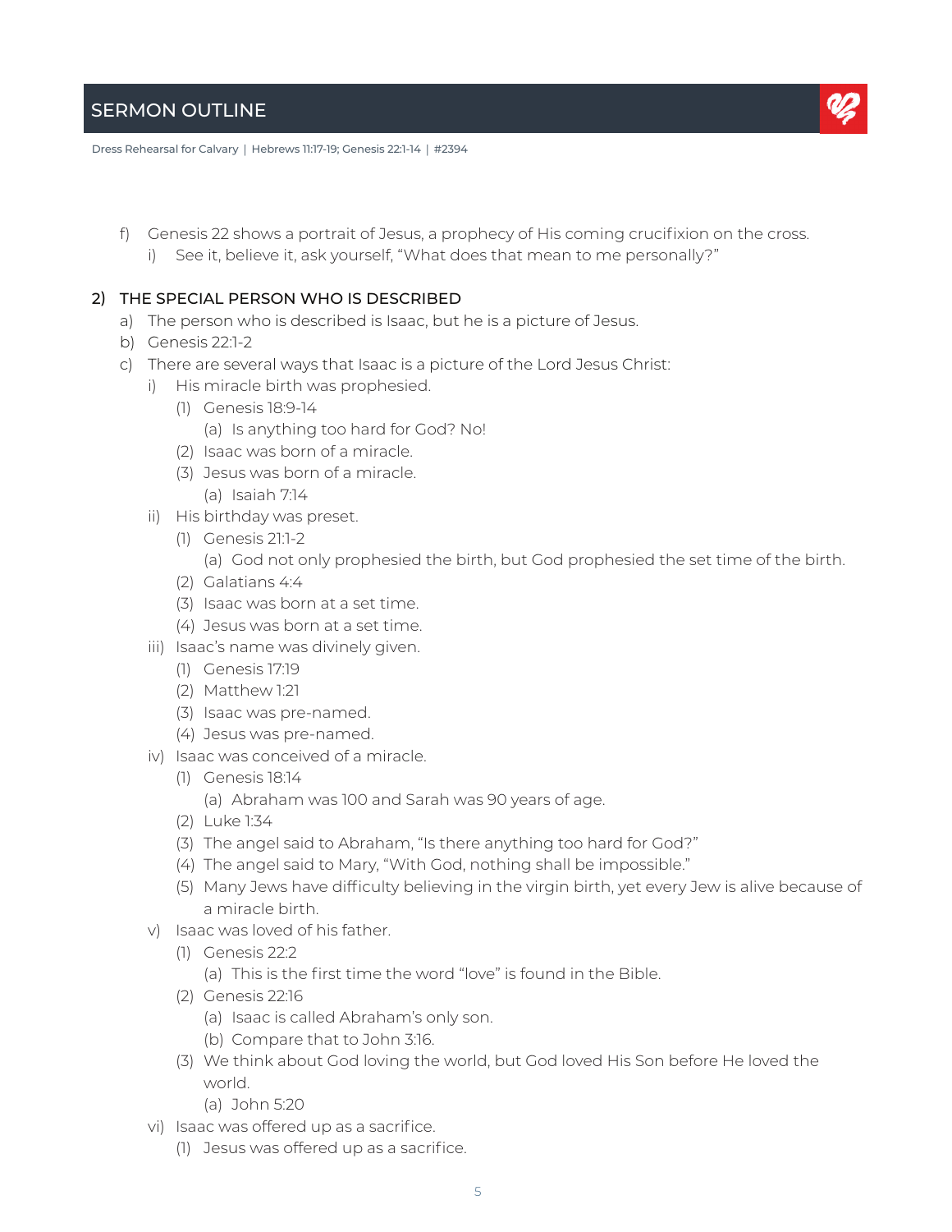f) Genesis 22 shows a portrait of Jesus, a prophecy of His coming crucifixion on the cross.
   i) See it, believe it, ask yourself, "What does that mean to me personally?"

## 2) THE SPECIAL PERSON WHO IS DESCRIBED

a) The person who is described is Isaac, but he is a picture of Jesus.

b) Genesis 22:1-2

c) There are several ways that Isaac is a picture of the Lord Jesus Christ:
   - i) His miracle birth was prophesied.
     - (1) Genesis 18:9-14
       - (a) Is anything too hard for God? No!
     - (2) Isaac was born of a miracle.
     - (3) Jesus was born of a miracle.
       - (a) Isaiah 7:14
   - ii) His birthday was preset.
     - (1) Genesis 21:1-2
       - (a) God not only prophesied the birth, but God prophesied the set time of the birth.
     - (2) Galatians 4:4
     - (3) Isaac was born at a set time.
     - (4) Jesus was born at a set time.
   - iii) Isaac's name was divinely given.
     - (1) Genesis 17:19
     - (2) Matthew 1:21
     - (3) Isaac was pre-named.
     - (4) Jesus was pre-named.
   - iv) Isaac was conceived of a miracle.
     - (1) Genesis 18:14
       - (a) Abraham was 100 and Sarah was 90 years of age.
     - (2) Luke 1:34
     - (3) The angel said to Abraham, "Is there anything too hard for God?"
     - (4) The angel said to Mary, "With God, nothing shall be impossible."
     - (5) Many Jews have difficulty believing in the virgin birth, yet every Jew is alive because of a miracle birth.
   - v) Isaac was loved of his father.
     - (1) Genesis 22:2
       - (a) This is the first time the word "love" is found in the Bible.
     - (2) Genesis 22:16
       - (a) Isaac is called Abraham's only son.
       - (b) Compare that to John 3:16.
     - (3) We think about God loving the world, but God loved His Son before He loved the world.
       - (a) John 5:20
   - vi) Isaac was offered up as a sacrifice.
     - (1) Jesus was offered up as a sacrifice.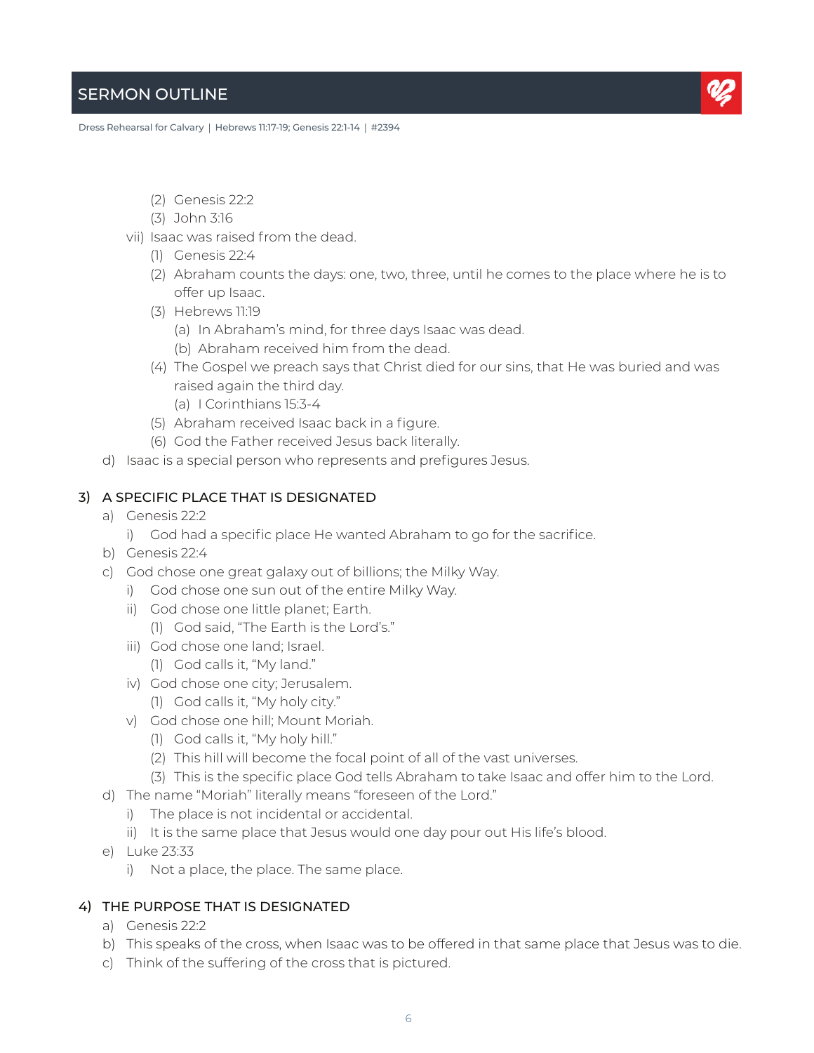- (2) Genesis 22:2
- (3) John 3:16

vii) Isaac was raised from the dead.

- (1) Genesis 22:4
- (2) Abraham counts the days: one, two, three, until he comes to the place where he is to offer up Isaac.
- (3) Hebrews 11:19
  - (a) In Abraham's mind, for three days Isaac was dead.
  - (b) Abraham received him from the dead.
- (4) The Gospel we preach says that Christ died for our sins, that He was buried and was raised again the third day.
  - (a) I Corinthians 15:3-4
- (5) Abraham received Isaac back in a figure.
- (6) God the Father received Jesus back literally.

d) Isaac is a special person who represents and prefigures Jesus.

## 3) A SPECIFIC PLACE THAT IS DESIGNATED

a) Genesis 22:2

- i) God had a specific place He wanted Abraham to go for the sacrifice.

b) Genesis 22:4

c) God chose one great galaxy out of billions; the Milky Way.

- i) God chose one sun out of the entire Milky Way.
- ii) God chose one little planet; Earth.
  - (1) God said, "The Earth is the Lord's."
- iii) God chose one land; Israel.
  - (1) God calls it, "My land."
- iv) God chose one city; Jerusalem.
  - (1) God calls it, "My holy city."
- v) God chose one hill; Mount Moriah.
  - (1) God calls it, "My holy hill."
  - (2) This hill will become the focal point of all of the vast universes.
  - (3) This is the specific place God tells Abraham to take Isaac and offer him to the Lord.

d) The name "Moriah" literally means "foreseen of the Lord."

- i) The place is not incidental or accidental.
- ii) It is the same place that Jesus would one day pour out His life's blood.

e) Luke 23:33

- i) Not a place, the place. The same place.

## 4) THE PURPOSE THAT IS DESIGNATED

a) Genesis 22:2

b) This speaks of the cross, when Isaac was to be offered in that same place that Jesus was to die.

c) Think of the suffering of the cross that is pictured.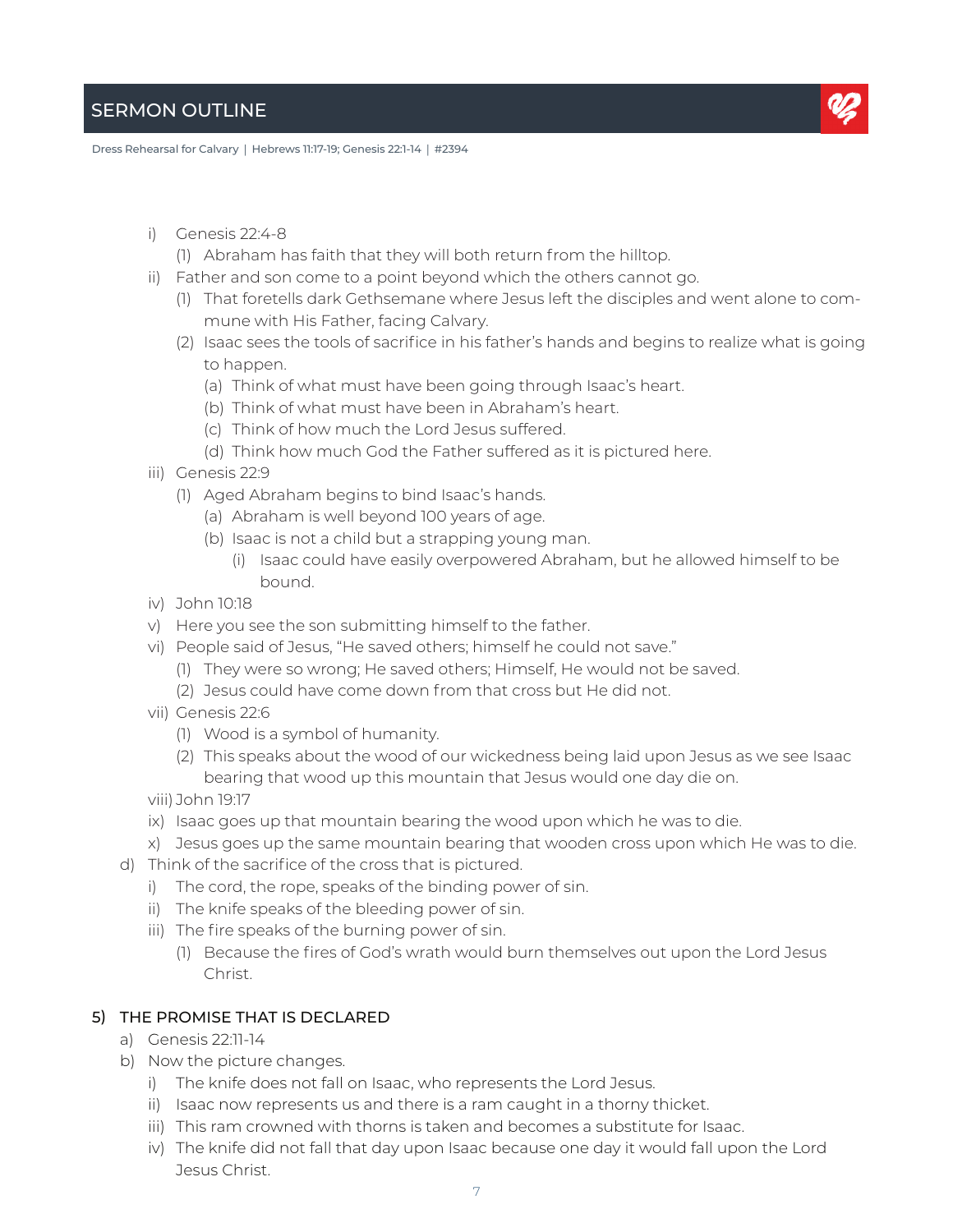i) Genesis 22:4-8
   (1) Abraham has faith that they will both return from the hilltop.
ii) Father and son come to a point beyond which the others cannot go.
   (1) That foretells dark Gethsemane where Jesus left the disciples and went alone to commune with His Father, facing Calvary.
   (2) Isaac sees the tools of sacrifice in his father's hands and begins to realize what is going to happen.
      (a) Think of what must have been going through Isaac's heart.
      (b) Think of what must have been in Abraham's heart.
      (c) Think of how much the Lord Jesus suffered.
      (d) Think how much God the Father suffered as it is pictured here.
iii) Genesis 22:9
   (1) Aged Abraham begins to bind Isaac's hands.
      (a) Abraham is well beyond 100 years of age.
      (b) Isaac is not a child but a strapping young man.
         (i) Isaac could have easily overpowered Abraham, but he allowed himself to be bound.
iv) John 10:18
v) Here you see the son submitting himself to the father.
vi) People said of Jesus, "He saved others; himself he could not save."
   (1) They were so wrong; He saved others; Himself, He would not be saved.
   (2) Jesus could have come down from that cross but He did not.
vii) Genesis 22:6
   (1) Wood is a symbol of humanity.
   (2) This speaks about the wood of our wickedness being laid upon Jesus as we see Isaac bearing that wood up this mountain that Jesus would one day die on.
viii) John 19:17
ix) Isaac goes up that mountain bearing the wood upon which he was to die.
x) Jesus goes up the same mountain bearing that wooden cross upon which He was to die.

d) Think of the sacrifice of the cross that is pictured.
   i) The cord, the rope, speaks of the binding power of sin.
   ii) The knife speaks of the bleeding power of sin.
   iii) The fire speaks of the burning power of sin.
      (1) Because the fires of God's wrath would burn themselves out upon the Lord Jesus Christ.

### 5) THE PROMISE THAT IS DECLARED

a) Genesis 22:11-14
b) Now the picture changes.
   i) The knife does not fall on Isaac, who represents the Lord Jesus.
   ii) Isaac now represents us and there is a ram caught in a thorny thicket.
   iii) This ram crowned with thorns is taken and becomes a substitute for Isaac.
   iv) The knife did not fall that day upon Isaac because one day it would fall upon the Lord Jesus Christ.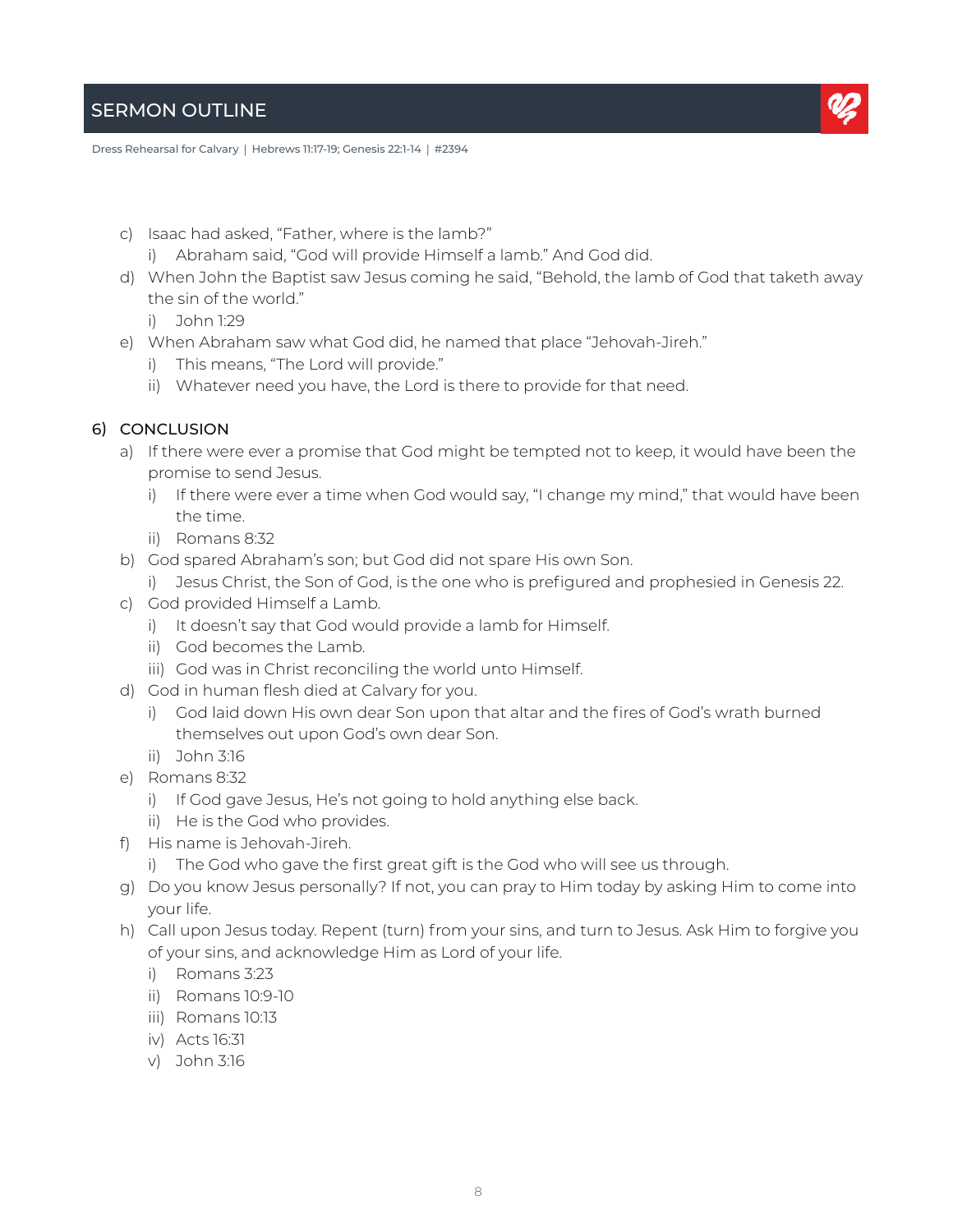c) Isaac had asked, "Father, where is the lamb?"
   i) Abraham said, "God will provide Himself a lamb." And God did.

d) When John the Baptist saw Jesus coming he said, "Behold, the lamb of God that taketh away the sin of the world."
   i) John 1:29

e) When Abraham saw what God did, he named that place "Jehovah-Jireh."
   i) This means, "The Lord will provide."
   ii) Whatever need you have, the Lord is there to provide for that need.

## 6) CONCLUSION

a) If there were ever a promise that God might be tempted not to keep, it would have been the promise to send Jesus.
   i) If there were ever a time when God would say, "I change my mind," that would have been the time.
   ii) Romans 8:32

b) God spared Abraham's son; but God did not spare His own Son.
   i) Jesus Christ, the Son of God, is the one who is prefigured and prophesied in Genesis 22.

c) God provided Himself a Lamb.
   i) It doesn't say that God would provide a lamb for Himself.
   ii) God becomes the Lamb.
   iii) God was in Christ reconciling the world unto Himself.

d) God in human flesh died at Calvary for you.
   i) God laid down His own dear Son upon that altar and the fires of God's wrath burned themselves out upon God's own dear Son.
   ii) John 3:16

e) Romans 8:32
   i) If God gave Jesus, He's not going to hold anything else back.
   ii) He is the God who provides.

f) His name is Jehovah-Jireh.
   i) The God who gave the first great gift is the God who will see us through.

g) Do you know Jesus personally? If not, you can pray to Him today by asking Him to come into your life.

h) Call upon Jesus today. Repent (turn) from your sins, and turn to Jesus. Ask Him to forgive you of your sins, and acknowledge Him as Lord of your life.
   i) Romans 3:23
   ii) Romans 10:9-10
   iii) Romans 10:13
   iv) Acts 16:31
   v) John 3:16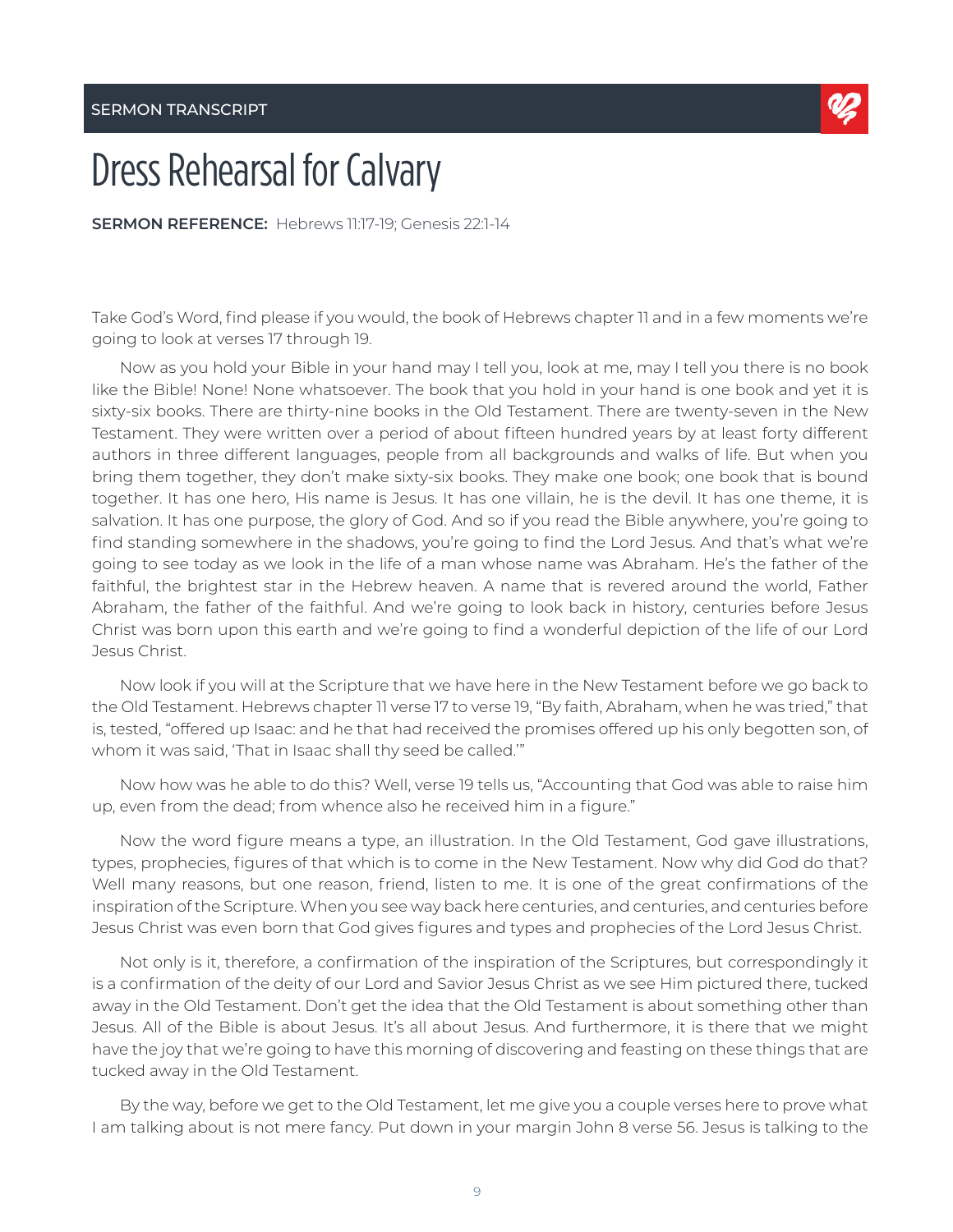# Dress Rehearsal for Calvary

**SERMON REFERENCE:** Hebrews 11:17-19; Genesis 22:1-14

Take God's Word, find please if you would, the book of Hebrews chapter 11 and in a few moments we're going to look at verses 17 through 19.

Now as you hold your Bible in your hand may I tell you, look at me, may I tell you there is no book like the Bible! None! None whatsoever. The book that you hold in your hand is one book and yet it is sixty-six books. There are thirty-nine books in the Old Testament. There are twenty-seven in the New Testament. They were written over a period of about fifteen hundred years by at least forty different authors in three different languages, people from all backgrounds and walks of life. But when you bring them together, they don't make sixty-six books. They make one book; one book that is bound together. It has one hero, His name is Jesus. It has one villain, he is the devil. It has one theme, it is salvation. It has one purpose, the glory of God. And so if you read the Bible anywhere, you're going to find standing somewhere in the shadows, you're going to find the Lord Jesus. And that's what we're going to see today as we look in the life of a man whose name was Abraham. He's the father of the faithful, the brightest star in the Hebrew heaven. A name that is revered around the world, Father Abraham, the father of the faithful. And we're going to look back in history, centuries before Jesus Christ was born upon this earth and we're going to find a wonderful depiction of the life of our Lord Jesus Christ.

Now look if you will at the Scripture that we have here in the New Testament before we go back to the Old Testament. Hebrews chapter 11 verse 17 to verse 19, "By faith, Abraham, when he was tried," that is, tested, "offered up Isaac: and he that had received the promises offered up his only begotten son, of whom it was said, 'That in Isaac shall thy seed be called.'"

Now how was he able to do this? Well, verse 19 tells us, "Accounting that God was able to raise him up, even from the dead; from whence also he received him in a figure."

Now the word figure means a type, an illustration. In the Old Testament, God gave illustrations, types, prophecies, figures of that which is to come in the New Testament. Now why did God do that? Well many reasons, but one reason, friend, listen to me. It is one of the great confirmations of the inspiration of the Scripture. When you see way back here centuries, and centuries, and centuries before Jesus Christ was even born that God gives figures and types and prophecies of the Lord Jesus Christ.

Not only is it, therefore, a confirmation of the inspiration of the Scriptures, but correspondingly it is a confirmation of the deity of our Lord and Savior Jesus Christ as we see Him pictured there, tucked away in the Old Testament. Don't get the idea that the Old Testament is about something other than Jesus. All of the Bible is about Jesus. It's all about Jesus. And furthermore, it is there that we might have the joy that we're going to have this morning of discovering and feasting on these things that are tucked away in the Old Testament.

By the way, before we get to the Old Testament, let me give you a couple verses here to prove what I am talking about is not mere fancy. Put down in your margin John 8 verse 56. Jesus is talking to the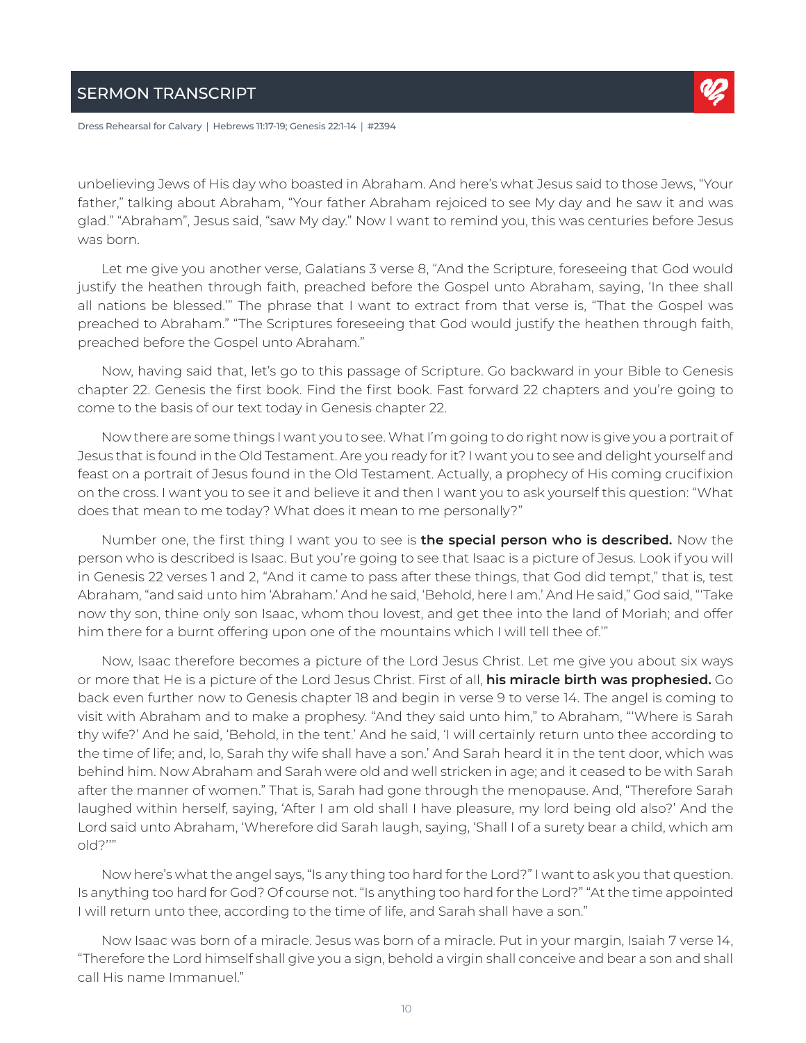unbelieving Jews of His day who boasted in Abraham. And here's what Jesus said to those Jews, "Your father," talking about Abraham, "Your father Abraham rejoiced to see My day and he saw it and was glad." "Abraham", Jesus said, "saw My day." Now I want to remind you, this was centuries before Jesus was born.

Let me give you another verse, Galatians 3 verse 8, "And the Scripture, foreseeing that God would justify the heathen through faith, preached before the Gospel unto Abraham, saying, 'In thee shall all nations be blessed.'" The phrase that I want to extract from that verse is, "That the Gospel was preached to Abraham." "The Scriptures foreseeing that God would justify the heathen through faith, preached before the Gospel unto Abraham."

Now, having said that, let's go to this passage of Scripture. Go backward in your Bible to Genesis chapter 22. Genesis the first book. Find the first book. Fast forward 22 chapters and you're going to come to the basis of our text today in Genesis chapter 22.

Now there are some things I want you to see. What I'm going to do right now is give you a portrait of Jesus that is found in the Old Testament. Are you ready for it? I want you to see and delight yourself and feast on a portrait of Jesus found in the Old Testament. Actually, a prophecy of His coming crucifixion on the cross. I want you to see it and believe it and then I want you to ask yourself this question: "What does that mean to me today? What does it mean to me personally?"

Number one, the first thing I want you to see is **the special person who is described.** Now the person who is described is Isaac. But you're going to see that Isaac is a picture of Jesus. Look if you will in Genesis 22 verses 1 and 2, "And it came to pass after these things, that God did tempt," that is, test Abraham, "and said unto him 'Abraham.' And he said, 'Behold, here I am.' And He said," God said, "'Take now thy son, thine only son Isaac, whom thou lovest, and get thee into the land of Moriah; and offer him there for a burnt offering upon one of the mountains which I will tell thee of.'"

Now, Isaac therefore becomes a picture of the Lord Jesus Christ. Let me give you about six ways or more that He is a picture of the Lord Jesus Christ. First of all, **his miracle birth was prophesied.** Go back even further now to Genesis chapter 18 and begin in verse 9 to verse 14. The angel is coming to visit with Abraham and to make a prophesy. "And they said unto him," to Abraham, "'Where is Sarah thy wife?' And he said, 'Behold, in the tent.' And he said, 'I will certainly return unto thee according to the time of life; and, lo, Sarah thy wife shall have a son.' And Sarah heard it in the tent door, which was behind him. Now Abraham and Sarah were old and well stricken in age; and it ceased to be with Sarah after the manner of women." That is, Sarah had gone through the menopause. And, "Therefore Sarah laughed within herself, saying, 'After I am old shall I have pleasure, my lord being old also?' And the Lord said unto Abraham, 'Wherefore did Sarah laugh, saying, 'Shall I of a surety bear a child, which am old?''"

Now here's what the angel says, "Is any thing too hard for the Lord?" I want to ask you that question. Is anything too hard for God? Of course not. "Is anything too hard for the Lord?" "At the time appointed I will return unto thee, according to the time of life, and Sarah shall have a son."

Now Isaac was born of a miracle. Jesus was born of a miracle. Put in your margin, Isaiah 7 verse 14, "Therefore the Lord himself shall give you a sign, behold a virgin shall conceive and bear a son and shall call His name Immanuel."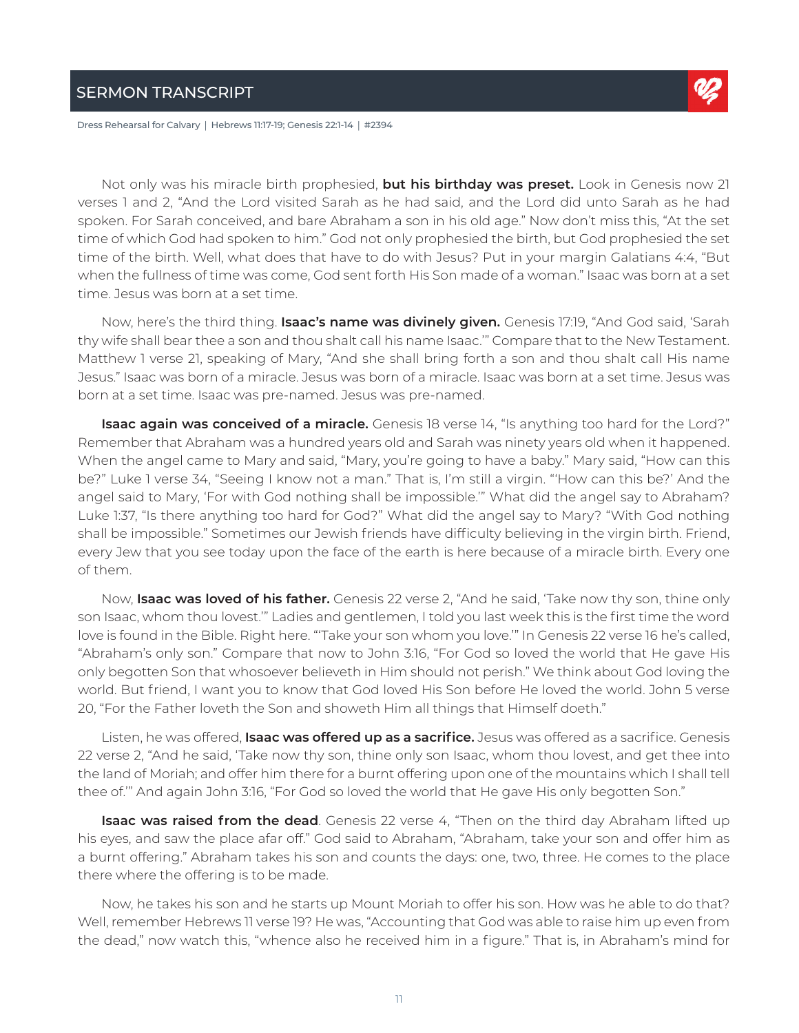Not only was his miracle birth prophesied, **but his birthday was preset.** Look in Genesis now 21 verses 1 and 2, "And the Lord visited Sarah as he had said, and the Lord did unto Sarah as he had spoken. For Sarah conceived, and bare Abraham a son in his old age." Now don't miss this, "At the set time of which God had spoken to him." God not only prophesied the birth, but God prophesied the set time of the birth. Well, what does that have to do with Jesus? Put in your margin Galatians 4:4, "But when the fullness of time was come, God sent forth His Son made of a woman." Isaac was born at a set time. Jesus was born at a set time.

Now, here's the third thing. **Isaac's name was divinely given.** Genesis 17:19, "And God said, 'Sarah thy wife shall bear thee a son and thou shalt call his name Isaac.'" Compare that to the New Testament. Matthew 1 verse 21, speaking of Mary, "And she shall bring forth a son and thou shalt call His name Jesus." Isaac was born of a miracle. Jesus was born of a miracle. Isaac was born at a set time. Jesus was born at a set time. Isaac was pre-named. Jesus was pre-named.

**Isaac again was conceived of a miracle.** Genesis 18 verse 14, "Is anything too hard for the Lord?" Remember that Abraham was a hundred years old and Sarah was ninety years old when it happened. When the angel came to Mary and said, "Mary, you're going to have a baby." Mary said, "How can this be?" Luke 1 verse 34, "Seeing I know not a man." That is, I'm still a virgin. "'How can this be?' And the angel said to Mary, 'For with God nothing shall be impossible.'" What did the angel say to Abraham? Luke 1:37, "Is there anything too hard for God?" What did the angel say to Mary? "With God nothing shall be impossible." Sometimes our Jewish friends have difficulty believing in the virgin birth. Friend, every Jew that you see today upon the face of the earth is here because of a miracle birth. Every one of them.

Now, **Isaac was loved of his father.** Genesis 22 verse 2, "And he said, 'Take now thy son, thine only son Isaac, whom thou lovest.'" Ladies and gentlemen, I told you last week this is the first time the word love is found in the Bible. Right here. "'Take your son whom you love.'" In Genesis 22 verse 16 he's called, "Abraham's only son." Compare that now to John 3:16, "For God so loved the world that He gave His only begotten Son that whosoever believeth in Him should not perish." We think about God loving the world. But friend, I want you to know that God loved His Son before He loved the world. John 5 verse 20, "For the Father loveth the Son and showeth Him all things that Himself doeth."

Listen, he was offered, **Isaac was offered up as a sacrifice.** Jesus was offered as a sacrifice. Genesis 22 verse 2, "And he said, 'Take now thy son, thine only son Isaac, whom thou lovest, and get thee into the land of Moriah; and offer him there for a burnt offering upon one of the mountains which I shall tell thee of.'" And again John 3:16, "For God so loved the world that He gave His only begotten Son."

**Isaac was raised from the dead**. Genesis 22 verse 4, "Then on the third day Abraham lifted up his eyes, and saw the place afar off." God said to Abraham, "Abraham, take your son and offer him as a burnt offering." Abraham takes his son and counts the days: one, two, three. He comes to the place there where the offering is to be made.

Now, he takes his son and he starts up Mount Moriah to offer his son. How was he able to do that? Well, remember Hebrews 11 verse 19? He was, "Accounting that God was able to raise him up even from the dead," now watch this, "whence also he received him in a figure." That is, in Abraham's mind for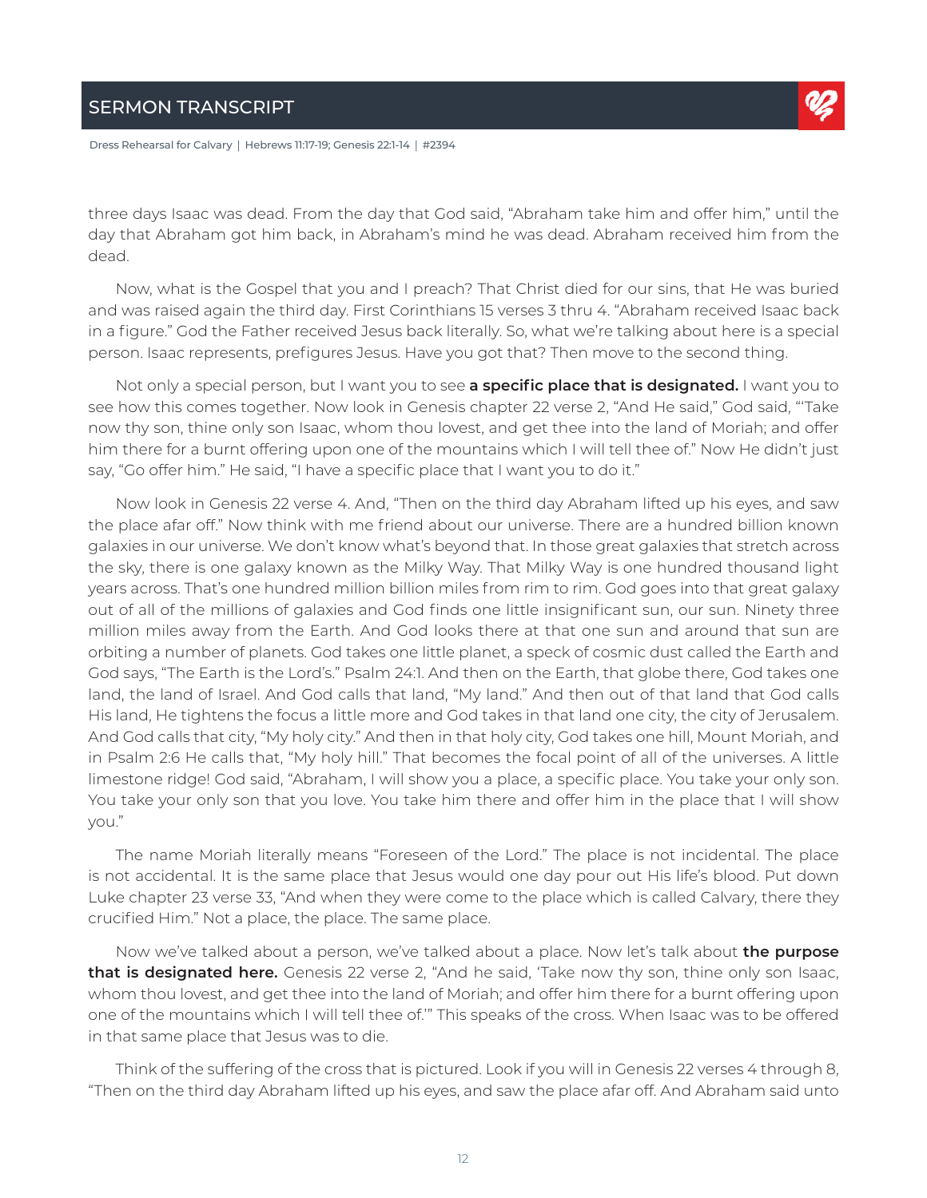three days Isaac was dead. From the day that God said, "Abraham take him and offer him," until the day that Abraham got him back, in Abraham's mind he was dead. Abraham received him from the dead.

Now, what is the Gospel that you and I preach? That Christ died for our sins, that He was buried and was raised again the third day. First Corinthians 15 verses 3 thru 4. "Abraham received Isaac back in a figure." God the Father received Jesus back literally. So, what we're talking about here is a special person. Isaac represents, prefigures Jesus. Have you got that? Then move to the second thing.

Not only a special person, but I want you to see **a specific place that is designated.** I want you to see how this comes together. Now look in Genesis chapter 22 verse 2, "And He said," God said, "'Take now thy son, thine only son Isaac, whom thou lovest, and get thee into the land of Moriah; and offer him there for a burnt offering upon one of the mountains which I will tell thee of." Now He didn't just say, "Go offer him." He said, "I have a specific place that I want you to do it."

Now look in Genesis 22 verse 4. And, "Then on the third day Abraham lifted up his eyes, and saw the place afar off." Now think with me friend about our universe. There are a hundred billion known galaxies in our universe. We don't know what's beyond that. In those great galaxies that stretch across the sky, there is one galaxy known as the Milky Way. That Milky Way is one hundred thousand light years across. That's one hundred million billion miles from rim to rim. God goes into that great galaxy out of all of the millions of galaxies and God finds one little insignificant sun, our sun. Ninety three million miles away from the Earth. And God looks there at that one sun and around that sun are orbiting a number of planets. God takes one little planet, a speck of cosmic dust called the Earth and God says, "The Earth is the Lord's." Psalm 24:1. And then on the Earth, that globe there, God takes one land, the land of Israel. And God calls that land, "My land." And then out of that land that God calls His land, He tightens the focus a little more and God takes in that land one city, the city of Jerusalem. And God calls that city, "My holy city." And then in that holy city, God takes one hill, Mount Moriah, and in Psalm 2:6 He calls that, "My holy hill." That becomes the focal point of all of the universes. A little limestone ridge! God said, "Abraham, I will show you a place, a specific place. You take your only son. You take your only son that you love. You take him there and offer him in the place that I will show you."

The name Moriah literally means "Foreseen of the Lord." The place is not incidental. The place is not accidental. It is the same place that Jesus would one day pour out His life's blood. Put down Luke chapter 23 verse 33, "And when they were come to the place which is called Calvary, there they crucified Him." Not a place, the place. The same place.

Now we've talked about a person, we've talked about a place. Now let's talk about **the purpose that is designated here.** Genesis 22 verse 2, "And he said, 'Take now thy son, thine only son Isaac, whom thou lovest, and get thee into the land of Moriah; and offer him there for a burnt offering upon one of the mountains which I will tell thee of.'" This speaks of the cross. When Isaac was to be offered in that same place that Jesus was to die.

Think of the suffering of the cross that is pictured. Look if you will in Genesis 22 verses 4 through 8, "Then on the third day Abraham lifted up his eyes, and saw the place afar off. And Abraham said unto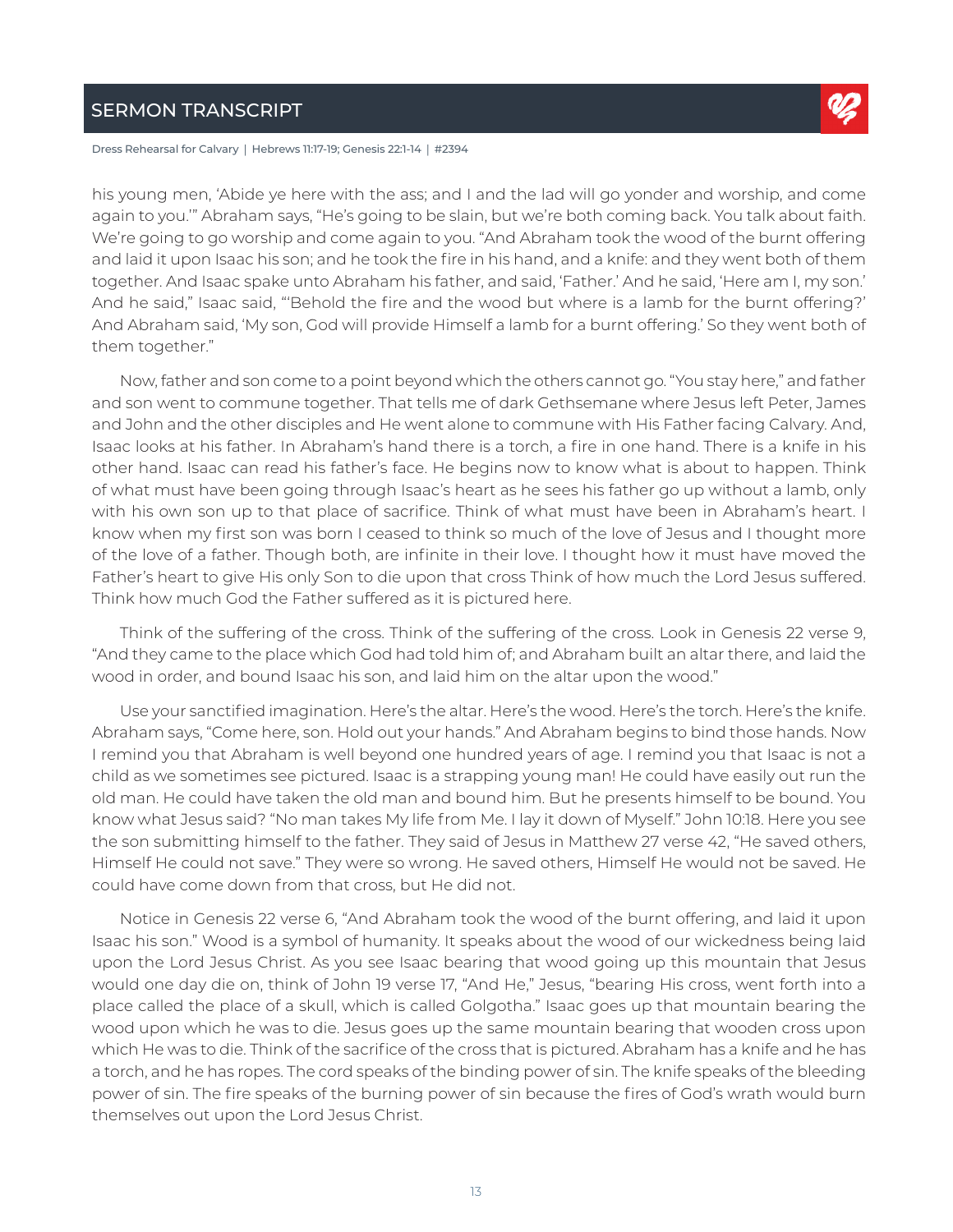his young men, 'Abide ye here with the ass; and I and the lad will go yonder and worship, and come again to you.'" Abraham says, "He's going to be slain, but we're both coming back. You talk about faith. We're going to go worship and come again to you. "And Abraham took the wood of the burnt offering and laid it upon Isaac his son; and he took the fire in his hand, and a knife: and they went both of them together. And Isaac spake unto Abraham his father, and said, 'Father.' And he said, 'Here am I, my son.' And he said," Isaac said, "'Behold the fire and the wood but where is a lamb for the burnt offering?' And Abraham said, 'My son, God will provide Himself a lamb for a burnt offering.' So they went both of them together."

Now, father and son come to a point beyond which the others cannot go. "You stay here," and father and son went to commune together. That tells me of dark Gethsemane where Jesus left Peter, James and John and the other disciples and He went alone to commune with His Father facing Calvary. And, Isaac looks at his father. In Abraham's hand there is a torch, a fire in one hand. There is a knife in his other hand. Isaac can read his father's face. He begins now to know what is about to happen. Think of what must have been going through Isaac's heart as he sees his father go up without a lamb, only with his own son up to that place of sacrifice. Think of what must have been in Abraham's heart. I know when my first son was born I ceased to think so much of the love of Jesus and I thought more of the love of a father. Though both, are infinite in their love. I thought how it must have moved the Father's heart to give His only Son to die upon that cross Think of how much the Lord Jesus suffered. Think how much God the Father suffered as it is pictured here.

Think of the suffering of the cross. Think of the suffering of the cross. Look in Genesis 22 verse 9, "And they came to the place which God had told him of; and Abraham built an altar there, and laid the wood in order, and bound Isaac his son, and laid him on the altar upon the wood."

Use your sanctified imagination. Here's the altar. Here's the wood. Here's the torch. Here's the knife. Abraham says, "Come here, son. Hold out your hands." And Abraham begins to bind those hands. Now I remind you that Abraham is well beyond one hundred years of age. I remind you that Isaac is not a child as we sometimes see pictured. Isaac is a strapping young man! He could have easily out run the old man. He could have taken the old man and bound him. But he presents himself to be bound. You know what Jesus said? "No man takes My life from Me. I lay it down of Myself." John 10:18. Here you see the son submitting himself to the father. They said of Jesus in Matthew 27 verse 42, "He saved others, Himself He could not save." They were so wrong. He saved others, Himself He would not be saved. He could have come down from that cross, but He did not.

Notice in Genesis 22 verse 6, "And Abraham took the wood of the burnt offering, and laid it upon Isaac his son." Wood is a symbol of humanity. It speaks about the wood of our wickedness being laid upon the Lord Jesus Christ. As you see Isaac bearing that wood going up this mountain that Jesus would one day die on, think of John 19 verse 17, "And He," Jesus, "bearing His cross, went forth into a place called the place of a skull, which is called Golgotha." Isaac goes up that mountain bearing the wood upon which he was to die. Jesus goes up the same mountain bearing that wooden cross upon which He was to die. Think of the sacrifice of the cross that is pictured. Abraham has a knife and he has a torch, and he has ropes. The cord speaks of the binding power of sin. The knife speaks of the bleeding power of sin. The fire speaks of the burning power of sin because the fires of God's wrath would burn themselves out upon the Lord Jesus Christ.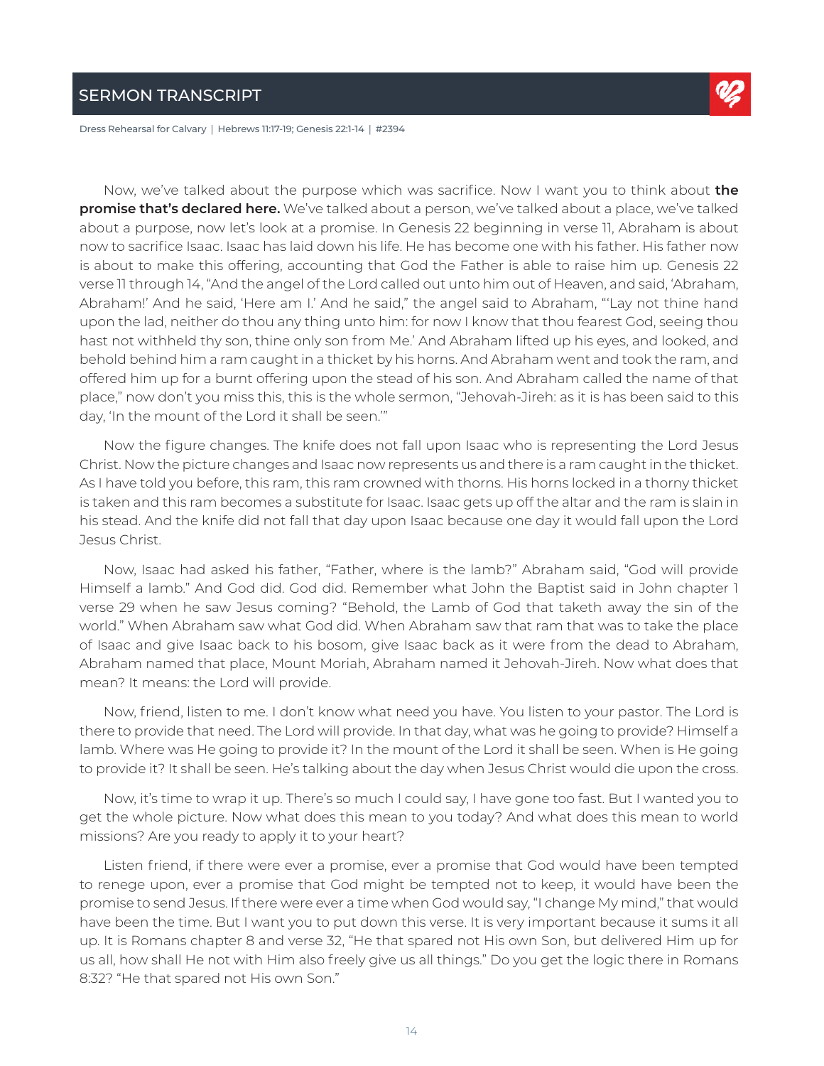Now, we've talked about the purpose which was sacrifice. Now I want you to think about **the promise that's declared here.** We've talked about a person, we've talked about a place, we've talked about a purpose, now let's look at a promise. In Genesis 22 beginning in verse 11, Abraham is about now to sacrifice Isaac. Isaac has laid down his life. He has become one with his father. His father now is about to make this offering, accounting that God the Father is able to raise him up. Genesis 22 verse 11 through 14, "And the angel of the Lord called out unto him out of Heaven, and said, 'Abraham, Abraham!' And he said, 'Here am I.' And he said," the angel said to Abraham, "'Lay not thine hand upon the lad, neither do thou any thing unto him: for now I know that thou fearest God, seeing thou hast not withheld thy son, thine only son from Me.' And Abraham lifted up his eyes, and looked, and behold behind him a ram caught in a thicket by his horns. And Abraham went and took the ram, and offered him up for a burnt offering upon the stead of his son. And Abraham called the name of that place," now don't you miss this, this is the whole sermon, "Jehovah-Jireh: as it is has been said to this day, 'In the mount of the Lord it shall be seen.'"

Now the figure changes. The knife does not fall upon Isaac who is representing the Lord Jesus Christ. Now the picture changes and Isaac now represents us and there is a ram caught in the thicket. As I have told you before, this ram, this ram crowned with thorns. His horns locked in a thorny thicket is taken and this ram becomes a substitute for Isaac. Isaac gets up off the altar and the ram is slain in his stead. And the knife did not fall that day upon Isaac because one day it would fall upon the Lord Jesus Christ.

Now, Isaac had asked his father, "Father, where is the lamb?" Abraham said, "God will provide Himself a lamb." And God did. God did. Remember what John the Baptist said in John chapter 1 verse 29 when he saw Jesus coming? "Behold, the Lamb of God that taketh away the sin of the world." When Abraham saw what God did. When Abraham saw that ram that was to take the place of Isaac and give Isaac back to his bosom, give Isaac back as it were from the dead to Abraham, Abraham named that place, Mount Moriah, Abraham named it Jehovah-Jireh. Now what does that mean? It means: the Lord will provide.

Now, friend, listen to me. I don't know what need you have. You listen to your pastor. The Lord is there to provide that need. The Lord will provide. In that day, what was he going to provide? Himself a lamb. Where was He going to provide it? In the mount of the Lord it shall be seen. When is He going to provide it? It shall be seen. He's talking about the day when Jesus Christ would die upon the cross.

Now, it's time to wrap it up. There's so much I could say, I have gone too fast. But I wanted you to get the whole picture. Now what does this mean to you today? And what does this mean to world missions? Are you ready to apply it to your heart?

Listen friend, if there were ever a promise, ever a promise that God would have been tempted to renege upon, ever a promise that God might be tempted not to keep, it would have been the promise to send Jesus. If there were ever a time when God would say, "I change My mind," that would have been the time. But I want you to put down this verse. It is very important because it sums it all up. It is Romans chapter 8 and verse 32, "He that spared not His own Son, but delivered Him up for us all, how shall He not with Him also freely give us all things." Do you get the logic there in Romans 8:32? "He that spared not His own Son."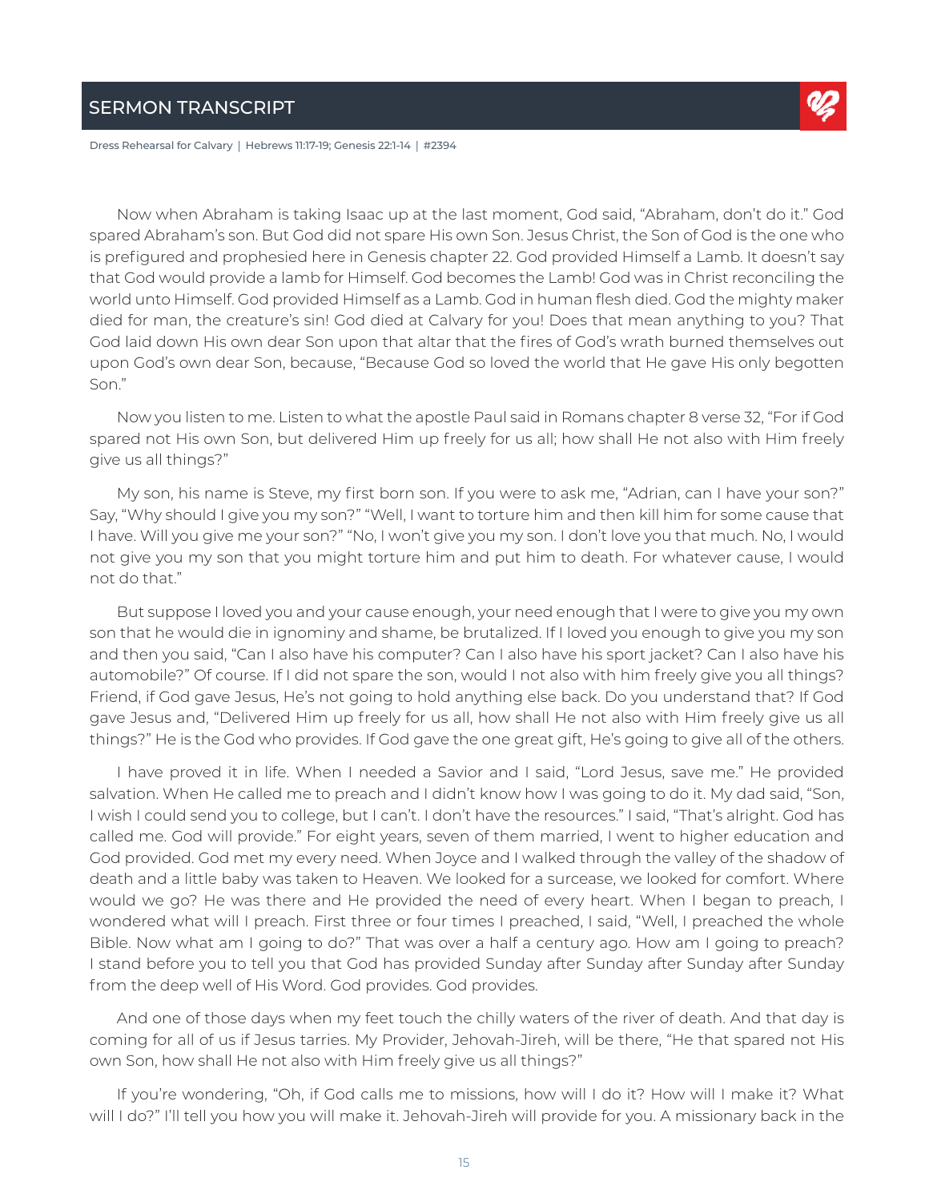Now when Abraham is taking Isaac up at the last moment, God said, "Abraham, don't do it." God spared Abraham's son. But God did not spare His own Son. Jesus Christ, the Son of God is the one who is prefigured and prophesied here in Genesis chapter 22. God provided Himself a Lamb. It doesn't say that God would provide a lamb for Himself. God becomes the Lamb! God was in Christ reconciling the world unto Himself. God provided Himself as a Lamb. God in human flesh died. God the mighty maker died for man, the creature's sin! God died at Calvary for you! Does that mean anything to you? That God laid down His own dear Son upon that altar that the fires of God's wrath burned themselves out upon God's own dear Son, because, "Because God so loved the world that He gave His only begotten Son."

Now you listen to me. Listen to what the apostle Paul said in Romans chapter 8 verse 32, "For if God spared not His own Son, but delivered Him up freely for us all; how shall He not also with Him freely give us all things?"

My son, his name is Steve, my first born son. If you were to ask me, "Adrian, can I have your son?" Say, "Why should I give you my son?" "Well, I want to torture him and then kill him for some cause that I have. Will you give me your son?" "No, I won't give you my son. I don't love you that much. No, I would not give you my son that you might torture him and put him to death. For whatever cause, I would not do that."

But suppose I loved you and your cause enough, your need enough that I were to give you my own son that he would die in ignominy and shame, be brutalized. If I loved you enough to give you my son and then you said, "Can I also have his computer? Can I also have his sport jacket? Can I also have his automobile?" Of course. If I did not spare the son, would I not also with him freely give you all things? Friend, if God gave Jesus, He's not going to hold anything else back. Do you understand that? If God gave Jesus and, "Delivered Him up freely for us all, how shall He not also with Him freely give us all things?" He is the God who provides. If God gave the one great gift, He's going to give all of the others.

I have proved it in life. When I needed a Savior and I said, "Lord Jesus, save me." He provided salvation. When He called me to preach and I didn't know how I was going to do it. My dad said, "Son, I wish I could send you to college, but I can't. I don't have the resources." I said, "That's alright. God has called me. God will provide." For eight years, seven of them married, I went to higher education and God provided. God met my every need. When Joyce and I walked through the valley of the shadow of death and a little baby was taken to Heaven. We looked for a surcease, we looked for comfort. Where would we go? He was there and He provided the need of every heart. When I began to preach, I wondered what will I preach. First three or four times I preached, I said, "Well, I preached the whole Bible. Now what am I going to do?" That was over a half a century ago. How am I going to preach? I stand before you to tell you that God has provided Sunday after Sunday after Sunday after Sunday from the deep well of His Word. God provides. God provides.

And one of those days when my feet touch the chilly waters of the river of death. And that day is coming for all of us if Jesus tarries. My Provider, Jehovah-Jireh, will be there, "He that spared not His own Son, how shall He not also with Him freely give us all things?"

If you're wondering, "Oh, if God calls me to missions, how will I do it? How will I make it? What will I do?" I'll tell you how you will make it. Jehovah-Jireh will provide for you. A missionary back in the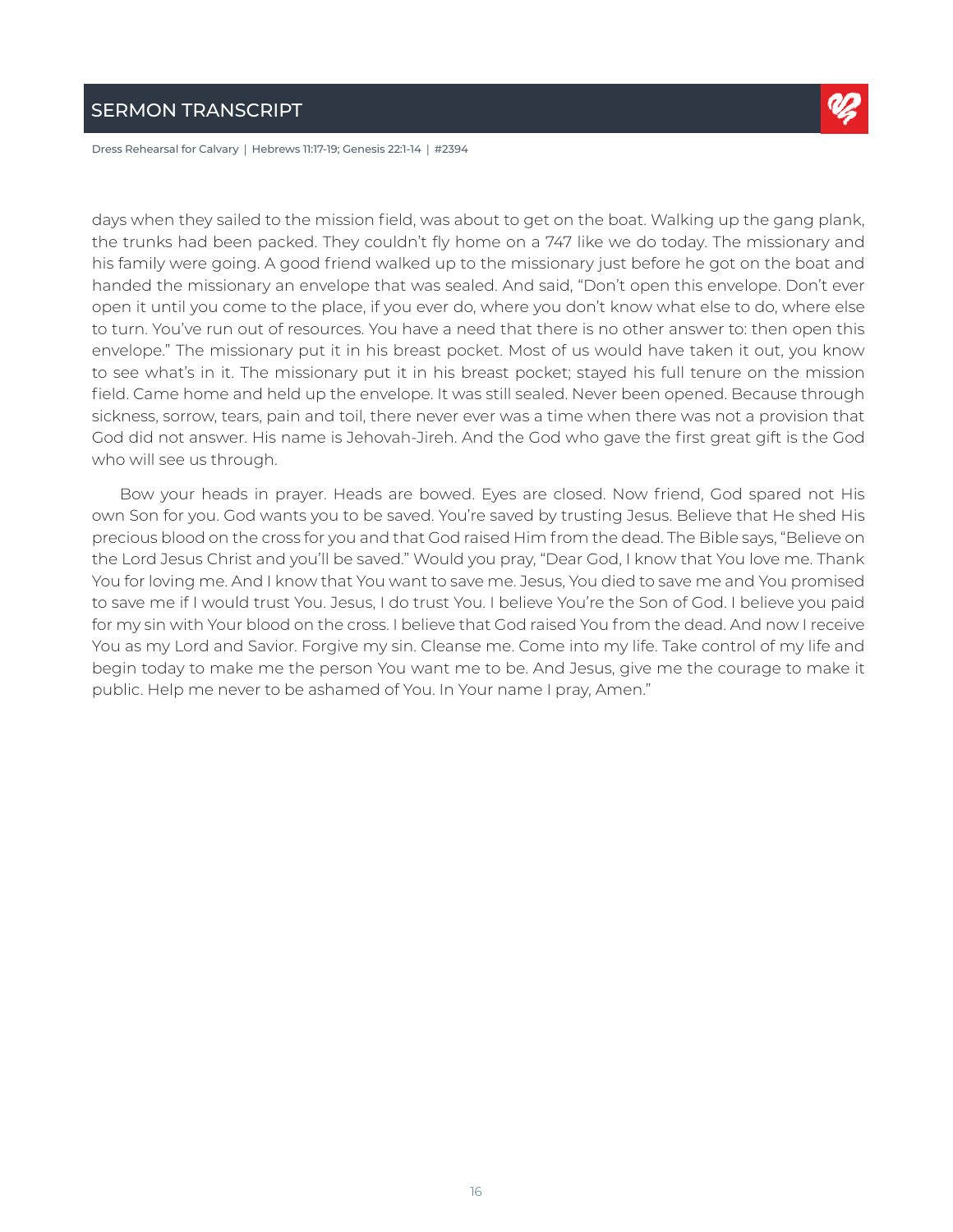days when they sailed to the mission field, was about to get on the boat. Walking up the gang plank, the trunks had been packed. They couldn't fly home on a 747 like we do today. The missionary and his family were going. A good friend walked up to the missionary just before he got on the boat and handed the missionary an envelope that was sealed. And said, "Don't open this envelope. Don't ever open it until you come to the place, if you ever do, where you don't know what else to do, where else to turn. You've run out of resources. You have a need that there is no other answer to: then open this envelope." The missionary put it in his breast pocket. Most of us would have taken it out, you know to see what's in it. The missionary put it in his breast pocket; stayed his full tenure on the mission field. Came home and held up the envelope. It was still sealed. Never been opened. Because through sickness, sorrow, tears, pain and toil, there never ever was a time when there was not a provision that God did not answer. His name is Jehovah-Jireh. And the God who gave the first great gift is the God who will see us through.

Bow your heads in prayer. Heads are bowed. Eyes are closed. Now friend, God spared not His own Son for you. God wants you to be saved. You're saved by trusting Jesus. Believe that He shed His precious blood on the cross for you and that God raised Him from the dead. The Bible says, "Believe on the Lord Jesus Christ and you'll be saved." Would you pray, "Dear God, I know that You love me. Thank You for loving me. And I know that You want to save me. Jesus, You died to save me and You promised to save me if I would trust You. Jesus, I do trust You. I believe You're the Son of God. I believe you paid for my sin with Your blood on the cross. I believe that God raised You from the dead. And now I receive You as my Lord and Savior. Forgive my sin. Cleanse me. Come into my life. Take control of my life and begin today to make me the person You want me to be. And Jesus, give me the courage to make it public. Help me never to be ashamed of You. In Your name I pray, Amen."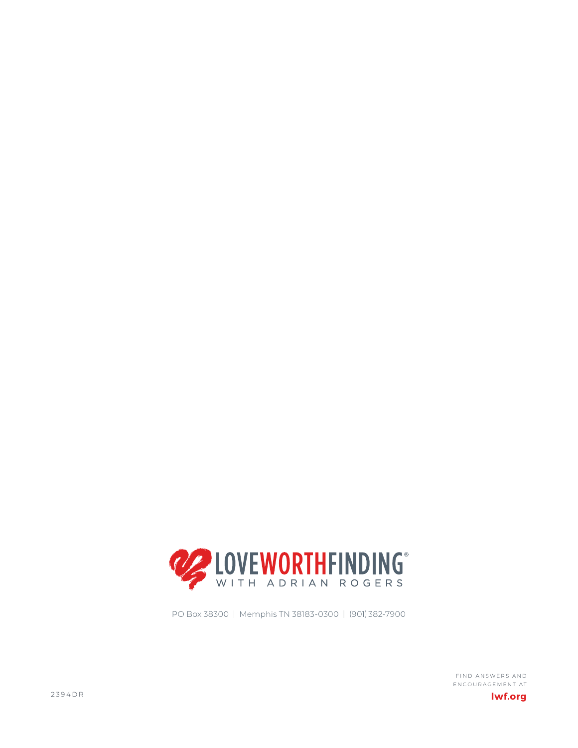LOVEWORTHFINDING®
WITH ADRIAN ROGERS

PO Box 38300 | Memphis TN 38183-0300 | (901) 382-7900

FIND ANSWERS AND ENCOURAGEMENT AT

**lwf.org**

2394DR